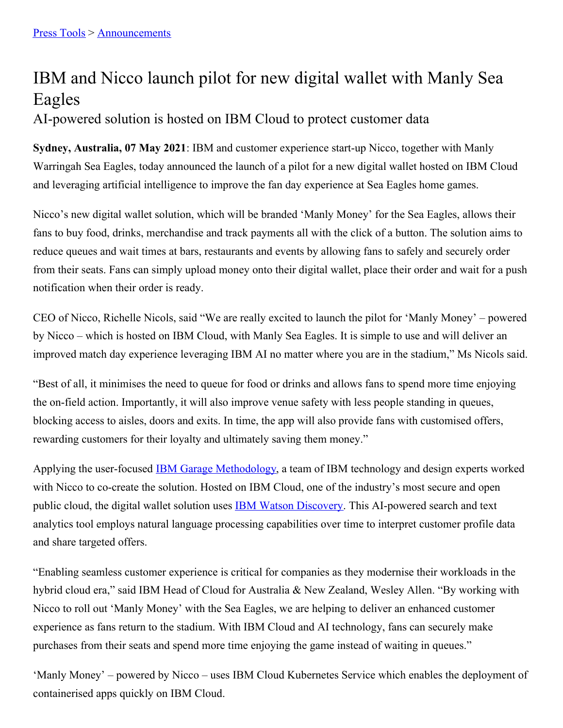[Press Tools](#) > [Announcements](#)

# IBM and Nicco launch pilot for new digital wallet with Manly Sea Eagles

## AI-powered solution is hosted on IBM Cloud to protect customer data

**Sydney, Australia, 07 May 2021**: IBM and customer experience start-up Nicco, together with Manly Warringah Sea Eagles, today announced the launch of a pilot for a new digital wallet hosted on IBM Cloud and leveraging artificial intelligence to improve the fan day experience at Sea Eagles home games.

Nicco's new digital wallet solution, which will be branded 'Manly Money' for the Sea Eagles, allows their fans to buy food, drinks, merchandise and track payments all with the click of a button. The solution aims to reduce queues and wait times at bars, restaurants and events by allowing fans to safely and securely order from their seats. Fans can simply upload money onto their digital wallet, place their order and wait for a push notification when their order is ready.

CEO of Nicco, Richelle Nicols, said "We are really excited to launch the pilot for 'Manly Money' – powered by Nicco – which is hosted on IBM Cloud, with Manly Sea Eagles. It is simple to use and will deliver an improved match day experience leveraging IBM AI no matter where you are in the stadium," Ms Nicols said.

"Best of all, it minimises the need to queue for food or drinks and allows fans to spend more time enjoying the on-field action. Importantly, it will also improve venue safety with less people standing in queues, blocking access to aisles, doors and exits. In time, the app will also provide fans with customised offers, rewarding customers for their loyalty and ultimately saving them money."

Applying the user-focused [IBM Garage Methodology](#), a team of IBM technology and design experts worked with Nicco to co-create the solution. Hosted on IBM Cloud, one of the industry's most secure and open public cloud, the digital wallet solution uses [IBM Watson Discovery](#). This AI-powered search and text analytics tool employs natural language processing capabilities over time to interpret customer profile data and share targeted offers.

"Enabling seamless customer experience is critical for companies as they modernise their workloads in the hybrid cloud era," said IBM Head of Cloud for Australia & New Zealand, Wesley Allen. "By working with Nicco to roll out 'Manly Money' with the Sea Eagles, we are helping to deliver an enhanced customer experience as fans return to the stadium. With IBM Cloud and AI technology, fans can securely make purchases from their seats and spend more time enjoying the game instead of waiting in queues."

'Manly Money' – powered by Nicco – uses IBM Cloud Kubernetes Service which enables the deployment of containerised apps quickly on IBM Cloud.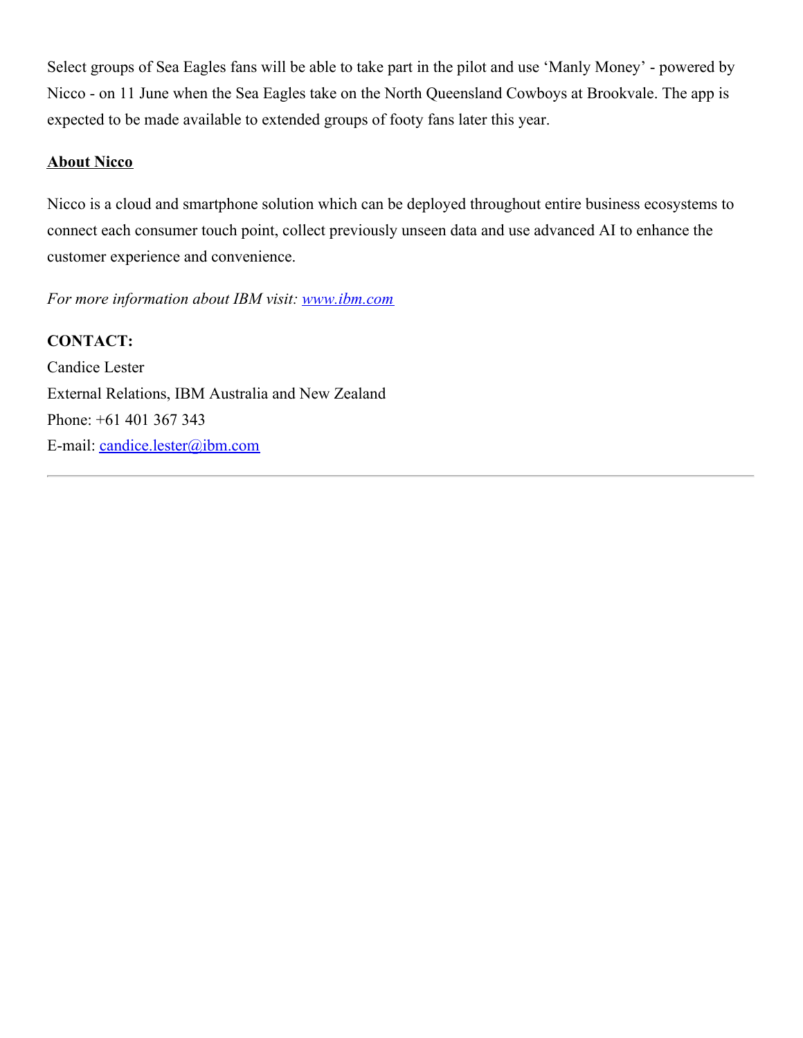Select groups of Sea Eagles fans will be able to take part in the pilot and use 'Manly Money' - powered by Nicco - on 11 June when the Sea Eagles take on the North Queensland Cowboys at Brookvale. The app is expected to be made available to extended groups of footy fans later this year.

**About Nicco**

Nicco is a cloud and smartphone solution which can be deployed throughout entire business ecosystems to connect each consumer touch point, collect previously unseen data and use advanced AI to enhance the customer experience and convenience.

*For more information about IBM visit: [www.ibm.com](http://www.ibm.com)*

**CONTACT:**
Candice Lester
External Relations, IBM Australia and New Zealand
Phone: +61 401 367 343
E-mail: [candice.lester@ibm.com](mailto:candice.lester@ibm.com)

---